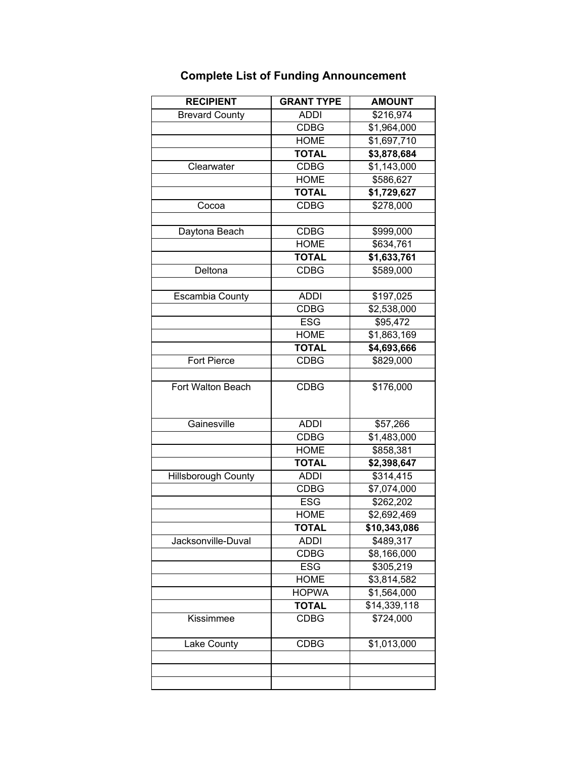# Complete List of Funding Announcement

| RECIPIENT | GRANT TYPE | AMOUNT |
|---|---|---|
| Brevard County | ADDI | $216,974 |
| | CDBG | $1,964,000 |
| | HOME | $1,697,710 |
| | **TOTAL** | **$3,878,684** |
| Clearwater | CDBG | $1,143,000 |
| | HOME | $586,627 |
| | **TOTAL** | **$1,729,627** |
| Cocoa | CDBG | $278,000 |
| | | |
| Daytona Beach | CDBG | $999,000 |
| | HOME | $634,761 |
| | **TOTAL** | **$1,633,761** |
| Deltona | CDBG | $589,000 |
| | | |
| Escambia County | ADDI | $197,025 |
| | CDBG | $2,538,000 |
| | ESG | $95,472 |
| | HOME | $1,863,169 |
| | **TOTAL** | **$4,693,666** |
| Fort Pierce | CDBG | $829,000 |
| | | |
| Fort Walton Beach | CDBG | $176,000 |
| Gainesville | ADDI | $57,266 |
| | CDBG | $1,483,000 |
| | HOME | $858,381 |
| | **TOTAL** | **$2,398,647** |
| Hillsborough County | ADDI | $314,415 |
| | CDBG | $7,074,000 |
| | ESG | $262,202 |
| | HOME | $2,692,469 |
| | **TOTAL** | **$10,343,086** |
| Jacksonville-Duval | ADDI | $489,317 |
| | CDBG | $8,166,000 |
| | ESG | $305,219 |
| | HOME | $3,814,582 |
| | HOPWA | $1,564,000 |
| | **TOTAL** | $14,339,118 |
| Kissimmee | CDBG | $724,000 |
| Lake County | CDBG | $1,013,000 |
| | | |
| | | |
| | | |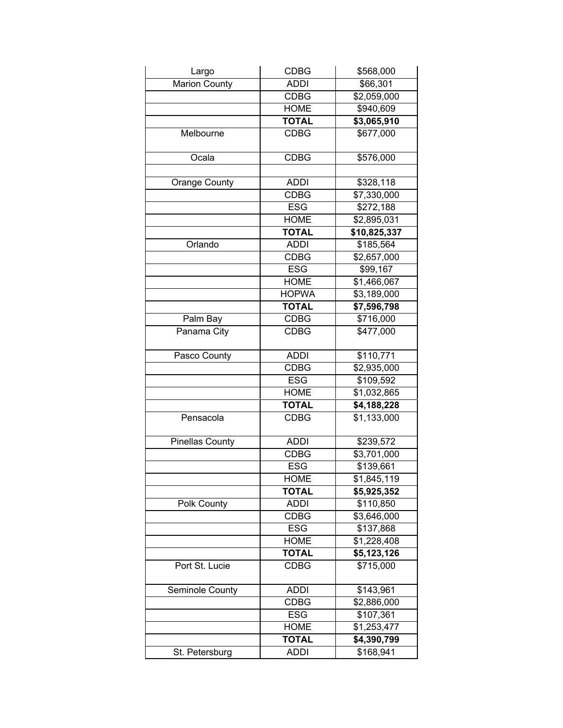| Largo | CDBG | $568,000 |
|---|---|---|
| Marion County | ADDI | $66,301 |
| | CDBG | $2,059,000 |
| | HOME | $940,609 |
| | **TOTAL** | **$3,065,910** |
| Melbourne | CDBG | $677,000 |
| Ocala | CDBG | $576,000 |
| | | |
| Orange County | ADDI | $328,118 |
| | CDBG | $7,330,000 |
| | ESG | $272,188 |
| | HOME | $2,895,031 |
| | **TOTAL** | **$10,825,337** |
| Orlando | ADDI | $185,564 |
| | CDBG | $2,657,000 |
| | ESG | $99,167 |
| | HOME | $1,466,067 |
| | HOPWA | $3,189,000 |
| | **TOTAL** | **$7,596,798** |
| Palm Bay | CDBG | $716,000 |
| Panama City | CDBG | $477,000 |
| Pasco County | ADDI | $110,771 |
| | CDBG | $2,935,000 |
| | ESG | $109,592 |
| | HOME | $1,032,865 |
| | **TOTAL** | **$4,188,228** |
| Pensacola | CDBG | $1,133,000 |
| Pinellas County | ADDI | $239,572 |
| | CDBG | $3,701,000 |
| | ESG | $139,661 |
| | HOME | $1,845,119 |
| | **TOTAL** | **$5,925,352** |
| Polk County | ADDI | $110,850 |
| | CDBG | $3,646,000 |
| | ESG | $137,868 |
| | HOME | $1,228,408 |
| | **TOTAL** | **$5,123,126** |
| Port St. Lucie | CDBG | $715,000 |
| Seminole County | ADDI | $143,961 |
| | CDBG | $2,886,000 |
| | ESG | $107,361 |
| | HOME | $1,253,477 |
| | **TOTAL** | **$4,390,799** |
| St. Petersburg | ADDI | $168,941 |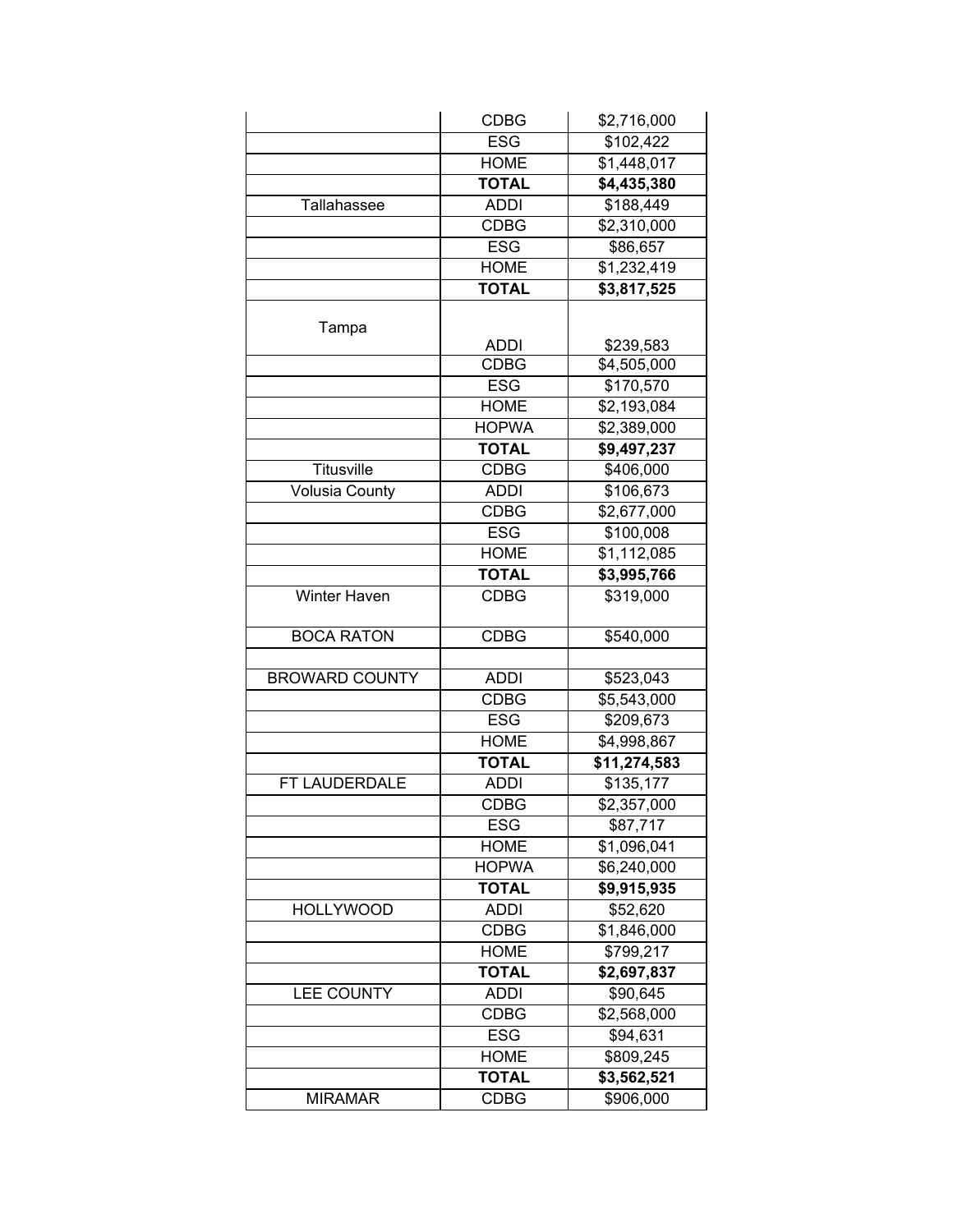| | | |
|---|---|---|
| | CDBG | $2,716,000 |
| | ESG | $102,422 |
| | HOME | $1,448,017 |
| | **TOTAL** | **$4,435,380** |
| Tallahassee | ADDI | $188,449 |
| | CDBG | $2,310,000 |
| | ESG | $86,657 |
| | HOME | $1,232,419 |
| | **TOTAL** | **$3,817,525** |
| Tampa | ADDI | $239,583 |
| | CDBG | $4,505,000 |
| | ESG | $170,570 |
| | HOME | $2,193,084 |
| | HOPWA | $2,389,000 |
| | **TOTAL** | **$9,497,237** |
| Titusville | CDBG | $406,000 |
| Volusia County | ADDI | $106,673 |
| | CDBG | $2,677,000 |
| | ESG | $100,008 |
| | HOME | $1,112,085 |
| | **TOTAL** | **$3,995,766** |
| Winter Haven | CDBG | $319,000 |
| BOCA RATON | CDBG | $540,000 |
| | | |
| BROWARD COUNTY | ADDI | $523,043 |
| | CDBG | $5,543,000 |
| | ESG | $209,673 |
| | HOME | $4,998,867 |
| | **TOTAL** | **$11,274,583** |
| FT LAUDERDALE | ADDI | $135,177 |
| | CDBG | $2,357,000 |
| | ESG | $87,717 |
| | HOME | $1,096,041 |
| | HOPWA | $6,240,000 |
| | **TOTAL** | **$9,915,935** |
| HOLLYWOOD | ADDI | $52,620 |
| | CDBG | $1,846,000 |
| | HOME | $799,217 |
| | **TOTAL** | **$2,697,837** |
| LEE COUNTY | ADDI | $90,645 |
| | CDBG | $2,568,000 |
| | ESG | $94,631 |
| | HOME | $809,245 |
| | **TOTAL** | **$3,562,521** |
| MIRAMAR | CDBG | $906,000 |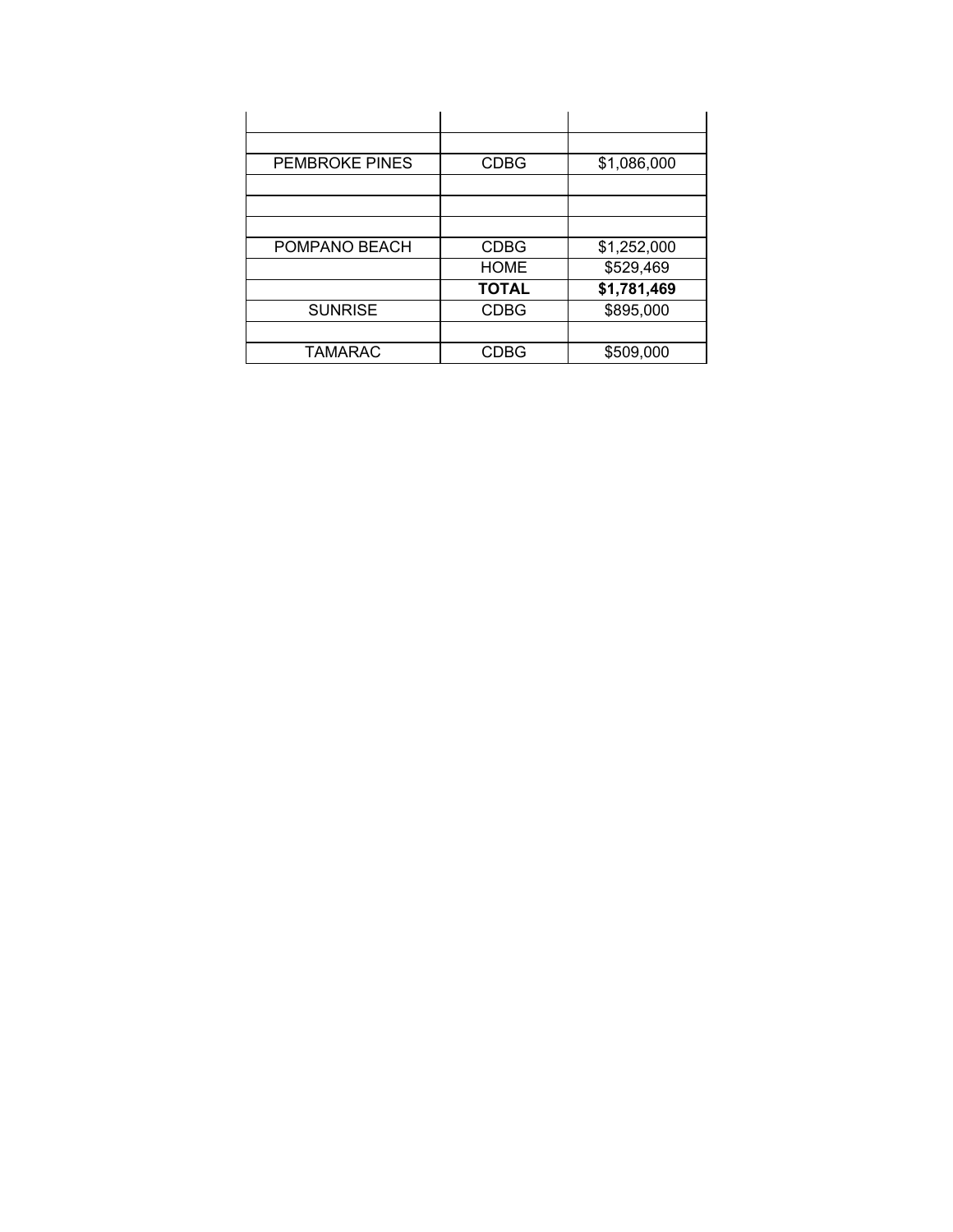| | | |
|---|---|---|
| | | |
| | | |
| PEMBROKE PINES | CDBG | $1,086,000 |
| | | |
| | | |
| | | |
| POMPANO BEACH | CDBG | $1,252,000 |
| | HOME | $529,469 |
| | **TOTAL** | **$1,781,469** |
| SUNRISE | CDBG | $895,000 |
| | | |
| TAMARAC | CDBG | $509,000 |